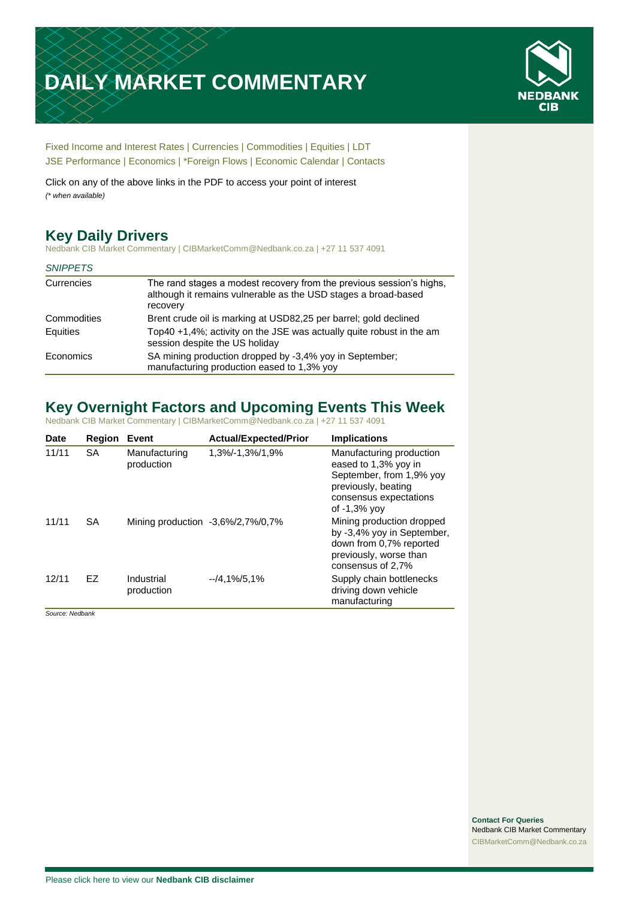# DAILY MARKET COMMENTARY

NEDBANK CIB

Fixed Income and Interest Rates | Currencies | Commodities | Equities | LDT
JSE Performance | Economics | *Foreign Flows | Economic Calendar | Contacts

Click on any of the above links in the PDF to access your point of interest
*(* when available)*

## Key Daily Drivers

Nedbank CIB Market Commentary | CIBMarketComm@Nedbank.co.za | +27 11 537 4091

*SNIPPETS*

| | |
|---|---|
| Currencies | The rand stages a modest recovery from the previous session's highs, although it remains vulnerable as the USD stages a broad-based recovery |
| Commodities | Brent crude oil is marking at USD82,25 per barrel; gold declined |
| Equities | Top40 +1,4%; activity on the JSE was actually quite robust in the am session despite the US holiday |
| Economics | SA mining production dropped by -3,4% yoy in September; manufacturing production eased to 1,3% yoy |

## Key Overnight Factors and Upcoming Events This Week

Nedbank CIB Market Commentary | CIBMarketComm@Nedbank.co.za | +27 11 537 4091

| Date | Region | Event | Actual/Expected/Prior | Implications |
|---|---|---|---|---|
| 11/11 | SA | Manufacturing production | 1,3%/-1,3%/1,9% | Manufacturing production eased to 1,3% yoy in September, from 1,9% yoy previously, beating consensus expectations of -1,3% yoy |
| 11/11 | SA | Mining production | -3,6%/2,7%/0,7% | Mining production dropped by -3,4% yoy in September, down from 0,7% reported previously, worse than consensus of 2,7% |
| 12/11 | EZ | Industrial production | --/4,1%/5,1% | Supply chain bottlenecks driving down vehicle manufacturing |

*Source: Nedbank*

**Contact For Queries**
Nedbank CIB Market Commentary
CIBMarketComm@Nedbank.co.za

Please click here to view our **Nedbank CIB disclaimer**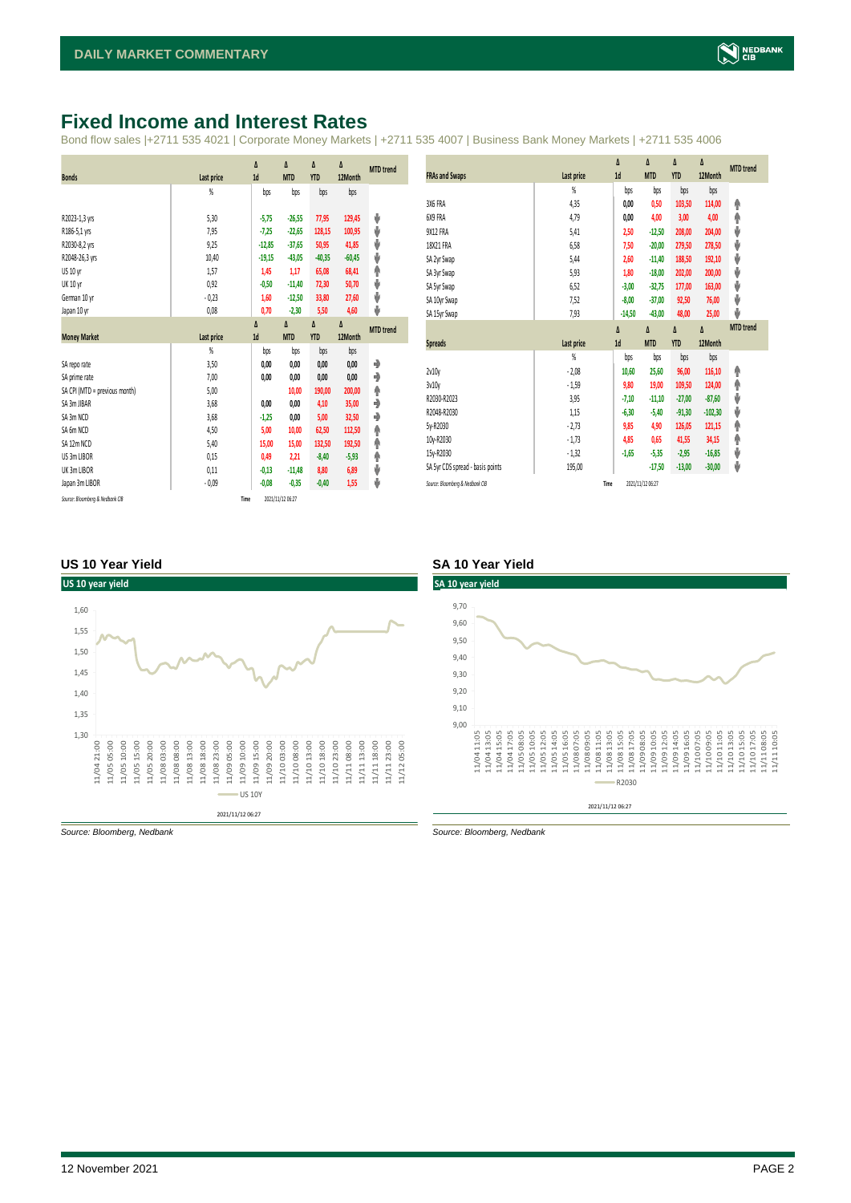# Fixed Income and Interest Rates

Bond flow sales |+2711 535 4021 | Corporate Money Markets | +2711 535 4007 | Business Bank Money Markets | +2711 535 4006

| Bonds | Last price | Δ 1d | Δ MTD | Δ YTD | Δ 12Month | MTD trend |
|---|---|---|---|---|---|---|
| | % | bps | bps | bps | bps | |
| R2023-1,3 yrs | 5,30 | -5,75 | -26,55 | 77,95 | 129,45 | ⬇ |
| R186-5,1 yrs | 7,95 | -7,25 | -22,65 | 128,15 | 100,95 | ⬇ |
| R2030-8,2 yrs | 9,25 | -12,85 | -37,65 | 50,95 | 41,85 | ⬇ |
| R2048-26,3 yrs | 10,40 | -19,15 | -43,05 | -40,35 | -60,45 | ⬇ |
| US 10 yr | 1,57 | 1,45 | 1,17 | 65,08 | 68,41 | ⬆ |
| UK 10 yr | 0,92 | -0,50 | -11,40 | 72,30 | 50,70 | ⬇ |
| German 10 yr | -0,23 | 1,60 | -12,50 | 33,80 | 27,60 | ⬇ |
| Japan 10 yr | 0,08 | 0,70 | -2,30 | 5,50 | 4,60 | ⬇ |

| Money Market | Last price | Δ 1d | Δ MTD | Δ YTD | Δ 12Month | MTD trend |
|---|---|---|---|---|---|---|
| | % | bps | bps | bps | bps | |
| SA repo rate | 3,50 | 0,00 | 0,00 | 0,00 | 0,00 | ➡ |
| SA prime rate | 7,00 | 0,00 | 0,00 | 0,00 | 0,00 | ➡ |
| SA CPI (MTD = previous month) | 5,00 | | 10,00 | 190,00 | 200,00 | ⬆ |
| SA 3m JIBAR | 3,68 | 0,00 | 0,00 | 4,10 | 35,00 | ➡ |
| SA 3m NCD | 3,68 | -1,25 | 0,00 | 5,00 | 32,50 | ➡ |
| SA 6m NCD | 4,50 | 5,00 | 10,00 | 62,50 | 112,50 | ⬆ |
| SA 12m NCD | 5,40 | 15,00 | 15,00 | 132,50 | 192,50 | ⬆ |
| US 3m LIBOR | 0,15 | 0,49 | 2,21 | -8,40 | -5,93 | ⬆ |
| UK 3m LIBOR | 0,11 | -0,13 | -11,48 | 8,80 | 6,89 | ⬇ |
| Japan 3m LIBOR | -0,09 | -0,08 | -0,35 | -0,40 | 1,55 | ⬇ |

*Source: Bloomberg & Nedbank CIB* Time 2021/11/12 06:27

| FRAs and Swaps | Last price | Δ 1d | Δ MTD | Δ YTD | Δ 12Month | MTD trend |
|---|---|---|---|---|---|---|
| | % | bps | bps | bps | bps | |
| 3X6 FRA | 4,35 | 0,00 | 0,50 | 103,50 | 114,00 | ⬆ |
| 6X9 FRA | 4,79 | 0,00 | 4,00 | 3,00 | 4,00 | ⬆ |
| 9X12 FRA | 5,41 | 2,50 | -12,50 | 208,00 | 204,00 | ⬇ |
| 18X21 FRA | 6,58 | 7,50 | -20,00 | 279,50 | 278,50 | ⬇ |
| SA 2yr Swap | 5,44 | 2,60 | -11,40 | 188,50 | 192,10 | ⬇ |
| SA 3yr Swap | 5,93 | 1,80 | -18,00 | 202,00 | 200,00 | ⬇ |
| SA 5yr Swap | 6,52 | -3,00 | -32,75 | 177,00 | 163,00 | ⬇ |
| SA 10yr Swap | 7,52 | -8,00 | -37,00 | 92,50 | 76,00 | ⬇ |
| SA 15yr Swap | 7,93 | -14,50 | -43,00 | 48,00 | 25,00 | ⬇ |

| Spreads | Last price | Δ 1d | Δ MTD | Δ YTD | Δ 12Month | MTD trend |
|---|---|---|---|---|---|---|
| | % | bps | bps | bps | bps | |
| 2v10y | -2,08 | 10,60 | 25,60 | 96,00 | 116,10 | ⬆ |
| 3v10y | -1,59 | 9,80 | 19,00 | 109,50 | 124,00 | ⬆ |
| R2030-R2023 | 3,95 | -7,10 | -11,10 | -27,00 | -87,60 | ⬇ |
| R2048-R2030 | 1,15 | -6,30 | -5,40 | -91,30 | -102,30 | ⬇ |
| 5y-R2030 | -2,73 | 9,85 | 4,90 | 126,05 | 121,15 | ⬆ |
| 10y-R2030 | -1,73 | 4,85 | 0,65 | 41,55 | 34,15 | ⬆ |
| 15y-R2030 | -1,32 | -1,65 | -5,35 | -2,95 | -16,85 | ⬇ |
| SA 5yr CDS spread - basis points | 195,00 | | -17,50 | -13,00 | -30,00 | ⬇ |

*Source: Bloomberg & Nedbank CIB* Time 2021/11/12 06:27

## US 10 Year Yield

*Source: Bloomberg, Nedbank*

## SA 10 Year Yield

*Source: Bloomberg, Nedbank*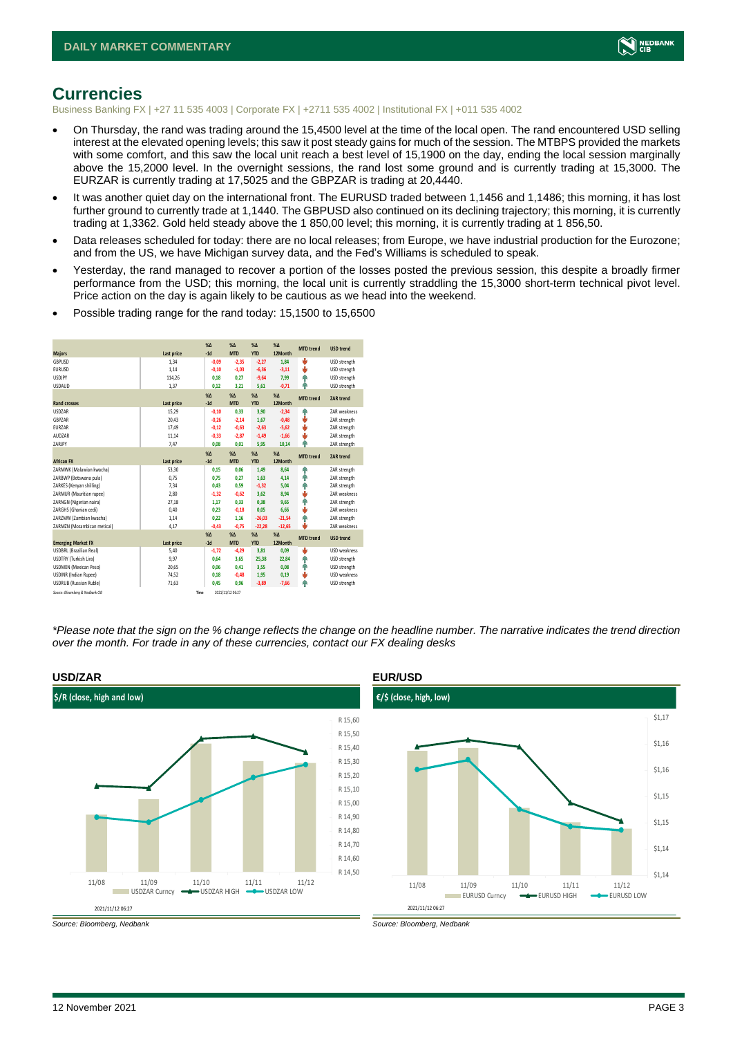# Currencies

Business Banking FX | +27 11 535 4003 | Corporate FX | +2711 535 4002 | Institutional FX | +011 535 4002

- On Thursday, the rand was trading around the 15,4500 level at the time of the local open. The rand encountered USD selling interest at the elevated opening levels; this saw it post steady gains for much of the session. The MTBPS provided the markets with some comfort, and this saw the local unit reach a best level of 15,1900 on the day, ending the local session marginally above the 15,2000 level. In the overnight sessions, the rand lost some ground and is currently trading at 15,3000. The EURZAR is currently trading at 17,5025 and the GBPZAR is trading at 20,4440.
- It was another quiet day on the international front. The EURUSD traded between 1,1456 and 1,1486; this morning, it has lost further ground to currently trade at 1,1440. The GBPUSD also continued on its declining trajectory; this morning, it is currently trading at 1,3362. Gold held steady above the 1 850,00 level; this morning, it is currently trading at 1 856,50.
- Data releases scheduled for today: there are no local releases; from Europe, we have industrial production for the Eurozone; and from the US, we have Michigan survey data, and the Fed's Williams is scheduled to speak.
- Yesterday, the rand managed to recover a portion of the losses posted the previous session, this despite a broadly firmer performance from the USD; this morning, the local unit is currently straddling the 15,3000 short-term technical pivot level. Price action on the day is again likely to be cautious as we head into the weekend.
- Possible trading range for the rand today: 15,1500 to 15,6500

| Majors | Last price | %Δ -1d | %Δ MTD | %Δ YTD | %Δ 12Month | MTD trend | USD trend |
|---|---|---|---|---|---|---|---|
| GBPUSD | 1,34 | -0,09 | -2,35 | -2,27 | 1,84 | ↓ | USD strength |
| EURUSD | 1,14 | -0,10 | -1,03 | -6,36 | -3,11 | ↓ | USD strength |
| USDJPY | 114,26 | 0,18 | 0,27 | -9,64 | 7,99 | ↑ | USD strength |
| USDAUD | 1,37 | 0,12 | 3,21 | 5,61 | -0,71 | ↑ | USD strength |
| **Rand crosses** | **Last price** | **%Δ -1d** | **%Δ MTD** | **%Δ YTD** | **%Δ 12Month** | **MTD trend** | **ZAR trend** |
| USDZAR | 15,29 | -0,10 | 0,33 | 3,90 | -2,34 | ↑ | ZAR weakness |
| GBPZAR | 20,43 | -0,26 | -2,14 | 1,67 | -0,48 | ↓ | ZAR strength |
| EURZAR | 17,49 | -0,12 | -0,63 | -2,63 | -5,62 | ↓ | ZAR strength |
| AUDZAR | 11,14 | -0,33 | -2,87 | -1,49 | -1,66 | ↓ | ZAR strength |
| ZARJPY | 7,47 | 0,08 | 0,01 | 5,95 | 10,14 | ↑ | ZAR strength |
| **African FX** | **Last price** | **%Δ -1d** | **%Δ MTD** | **%Δ YTD** | **%Δ 12Month** | **MTD trend** | **ZAR trend** |
| ZARMWK (Malawian kwacha) | 53,30 | 0,15 | 0,06 | 1,49 | 8,64 | ↑ | ZAR strength |
| ZARBWP (Botswana pula) | 0,75 | 0,75 | 0,27 | 1,63 | 4,14 | ↑ | ZAR strength |
| ZARKES (Kenyan shilling) | 7,34 | 0,43 | 0,59 | -1,32 | 5,04 | ↑ | ZAR strength |
| ZARMUR (Mauritian rupee) | 2,80 | -1,32 | -0,62 | 3,62 | 8,94 | ↓ | ZAR weakness |
| ZARNGN (Nigerian naira) | 27,18 | 1,17 | 0,33 | 0,38 | 9,65 | ↑ | ZAR strength |
| ZARGHS (Ghanian cedi) | 0,40 | 0,23 | -0,18 | 0,05 | 6,66 | ↓ | ZAR weakness |
| ZARZMW (Zambian kwacha) | 1,14 | 0,22 | 1,16 | -26,03 | -21,54 | ↑ | ZAR strength |
| ZARMZN (Mozambican metical) | 4,17 | -0,43 | -0,75 | -22,28 | -12,65 | ↓ | ZAR weakness |
| **Emerging Market FX** | **Last price** | **%Δ -1d** | **%Δ MTD** | **%Δ YTD** | **%Δ 12Month** | **MTD trend** | **USD trend** |
| USDBRL (Brazilian Real) | 5,40 | -1,72 | -4,29 | 3,81 | 0,09 | ↓ | USD weakness |
| USDTRY (Turkish Lira) | 9,97 | 0,64 | 3,65 | 25,38 | 22,84 | ↑ | USD strength |
| USDMXN (Mexican Peso) | 20,65 | 0,06 | 0,41 | 3,55 | 0,08 | ↑ | USD strength |
| USDINR (Indian Rupee) | 74,52 | 0,18 | -0,48 | 1,95 | 0,19 | ↓ | USD weakness |
| USDRUB (Russian Ruble) | 71,63 | 0,45 | 0,96 | -3,89 | -7,66 | ↑ | USD strength |

Source: Bloomberg & Nedbank CIB | Time 2021/11/12 06:27

*\*Please note that the sign on the % change reflects the change on the headline number. The narrative indicates the trend direction over the month. For trade in any of these currencies, contact our FX dealing desks*

### USD/ZAR

$/R (close, high and low)

Source: Bloomberg, Nedbank

### EUR/USD

€/$ (close, high, low)

Source: Bloomberg, Nedbank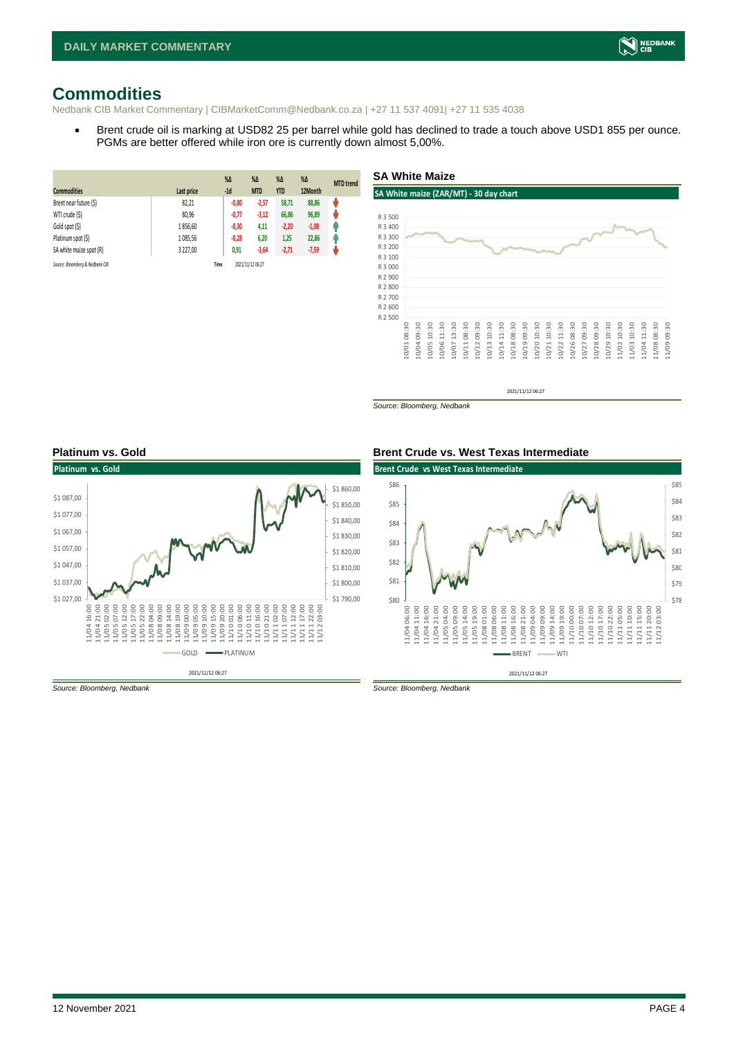# Commodities

Nedbank CIB Market Commentary | CIBMarketComm@Nedbank.co.za | +27 11 537 4091| +27 11 535 4038

- Brent crude oil is marking at USD82 25 per barrel while gold has declined to trade a touch above USD1 855 per ounce. PGMs are better offered while iron ore is currently down almost 5,00%.

| Commodities | Last price | %Δ -1d | %Δ MTD | %Δ YTD | %Δ 12Month | MTD trend |
|---|---|---|---|---|---|---|
| Brent near future ($) | 82,21 | -0,80 | -2,57 | 58,71 | 88,86 | ↓ |
| WTI crude ($) | 80,96 | -0,77 | -3,12 | 66,86 | 96,89 | ↓ |
| Gold spot ($) | 1 856,60 | -0,30 | 4,11 | -2,20 | -1,08 | ↑ |
| Platinum spot ($) | 1 085,56 | -0,28 | 6,20 | 1,25 | 22,86 | ↑ |
| SA white maize spot (R) | 3 227,00 | 0,91 | -3,64 | -2,71 | -7,59 | ↓ |

*Source: Bloomberg & Nedbank CIB* Time 2021/11/12 06:27

## SA White Maize

SA White maize (ZAR/MT) - 30 day chart

*Source: Bloomberg, Nedbank*

## Platinum vs. Gold

Platinum vs. Gold

*Source: Bloomberg, Nedbank*

## Brent Crude vs. West Texas Intermediate

Brent Crude vs West Texas Intermediate

*Source: Bloomberg, Nedbank*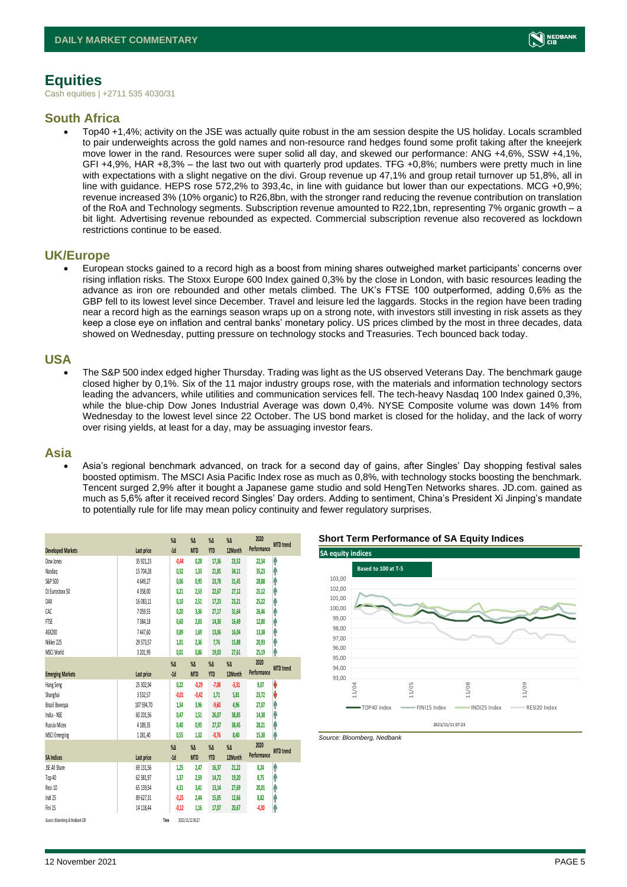# Equities

Cash equities | +2711 535 4030/31

## South Africa

- Top40 +1,4%; activity on the JSE was actually quite robust in the am session despite the US holiday. Locals scrambled to pair underweights across the gold names and non-resource rand hedges found some profit taking after the kneejerk move lower in the rand. Resources were super solid all day, and skewed our performance: ANG +4,6%, SSW +4,1%, GFI +4,9%, HAR +8,3% – the last two out with quarterly prod updates. TFG +0,8%; numbers were pretty much in line with expectations with a slight negative on the divi. Group revenue up 47,1% and group retail turnover up 51,8%, all in line with guidance. HEPS rose 572,2% to 393,4c, in line with guidance but lower than our expectations. MCG +0,9%; revenue increased 3% (10% organic) to R26,8bn, with the stronger rand reducing the revenue contribution on translation of the RoA and Technology segments. Subscription revenue amounted to R22,1bn, representing 7% organic growth – a bit light. Advertising revenue rebounded as expected. Commercial subscription revenue also recovered as lockdown restrictions continue to be eased.

## UK/Europe

- European stocks gained to a record high as a boost from mining shares outweighed market participants' concerns over rising inflation risks. The Stoxx Europe 600 Index gained 0,3% by the close in London, with basic resources leading the advance as iron ore rebounded and other metals climbed. The UK's FTSE 100 outperformed, adding 0,6% as the GBP fell to its lowest level since December. Travel and leisure led the laggards. Stocks in the region have been trading near a record high as the earnings season wraps up on a strong note, with investors still investing in risk assets as they keep a close eye on inflation and central banks' monetary policy. US prices climbed by the most in three decades, data showed on Wednesday, putting pressure on technology stocks and Treasuries. Tech bounced back today.

## USA

- The S&P 500 index edged higher Thursday. Trading was light as the US observed Veterans Day. The benchmark gauge closed higher by 0,1%. Six of the 11 major industry groups rose, with the materials and information technology sectors leading the advancers, while utilities and communication services fell. The tech-heavy Nasdaq 100 Index gained 0,3%, while the blue-chip Dow Jones Industrial Average was down 0,4%. NYSE Composite volume was down 14% from Wednesday to the lowest level since 22 October. The US bond market is closed for the holiday, and the lack of worry over rising yields, at least for a day, may be assuaging investor fears.

## Asia

- Asia's regional benchmark advanced, on track for a second day of gains, after Singles' Day shopping festival sales boosted optimism. The MSCI Asia Pacific Index rose as much as 0,8%, with technology stocks boosting the benchmark. Tencent surged 2,9% after it bought a Japanese game studio and sold HengTen Networks shares. JD.com. gained as much as 5,6% after it received record Singles' Day orders. Adding to sentiment, China's President Xi Jinping's mandate to potentially rule for life may mean policy continuity and fewer regulatory surprises.

| Developed Markets | Last price | %Δ -1d | %Δ MTD | %Δ YTD | %Δ 12Month | 2020 Performance | MTD trend |
|---|---|---|---|---|---|---|---|
| Dow Jones | 35 921,23 | -0,44 | 0,28 | 17,36 | 23,52 | 22,34 | ↑ |
| Nasdaq | 15 704,28 | 0,52 | 1,33 | 21,85 | 34,11 | 35,23 | ↑ |
| S&P 500 | 4 649,27 | 0,06 | 0,95 | 23,78 | 31,45 | 28,88 | ↑ |
| DJ Eurostoxx 50 | 4 358,00 | 0,21 | 2,53 | 22,67 | 27,12 | 25,12 | ↑ |
| DAX | 16 083,11 | 0,10 | 2,51 | 17,23 | 23,21 | 25,22 | ↑ |
| CAC | 7 059,55 | 0,20 | 3,36 | 27,17 | 31,64 | 26,46 | ↑ |
| FTSE | 7 384,18 | 0,60 | 2,03 | 14,30 | 16,49 | 12,00 | ↑ |
| ASX200 | 7 447,60 | 0,89 | 1,69 | 13,06 | 16,04 | 13,38 | ↑ |
| Nikkei 225 | 29 573,57 | 1,01 | 2,36 | 7,76 | 15,88 | 20,93 | ↑ |
| MSCI World | 3 201,99 | 0,01 | 0,86 | 19,03 | 27,61 | 25,19 | ↑ |
| **Emerging Markets** | **Last price** | **%Δ -1d** | **%Δ MTD** | **%Δ YTD** | **%Δ 12Month** | **2020 Performance** | **MTD trend** |
| Hang Seng | 25 302,94 | 0,22 | -0,29 | -7,08 | -3,31 | 9,07 | ↓ |
| Shanghai | 3 532,57 | -0,01 | -0,42 | 1,71 | 5,81 | 23,72 | ↓ |
| Brazil Bovespa | 107 594,70 | 1,54 | 3,96 | -9,60 | 4,96 | 27,07 | ↑ |
| India - NSE | 60 201,56 | 0,47 | 1,51 | 26,07 | 38,85 | 14,38 | ↑ |
| Russia Micex | 4 189,35 | 0,40 | 0,95 | 27,37 | 38,45 | 28,21 | ↑ |
| MSCI Emerging | 1 281,40 | 0,55 | 1,32 | -0,76 | 8,40 | 15,38 | ↑ |
| **SA Indices** | **Last price** | **%Δ -1d** | **%Δ MTD** | **%Δ YTD** | **%Δ 12Month** | **2020 Performance** | **MTD trend** |
| JSE All Share | 69 131,56 | 1,25 | 2,47 | 16,37 | 21,22 | 8,24 | ↑ |
| Top 40 | 62 381,97 | 1,37 | 2,59 | 14,72 | 19,20 | 8,75 | ↑ |
| Resi 10 | 65 139,54 | 4,31 | 3,41 | 13,14 | 27,69 | 20,01 | ↑ |
| Indi 25 | 89 627,31 | -0,25 | 2,44 | 15,05 | 12,66 | 8,82 | ↑ |
| Fini 15 | 14 118,44 | -0,12 | 1,16 | 17,07 | 20,67 | -4,30 | ↑ |

Source: Bloomberg & Nedbank CIB    Time 2021/11/12 06:27

**Short Term Performance of SA Equity Indices**

SA equity indices – Based to 100 at T-5 (TOP40 Index, FINI15 Index, INDI25 Index, RESI20 Index) 2021/11/11 07:23

Source: Bloomberg, Nedbank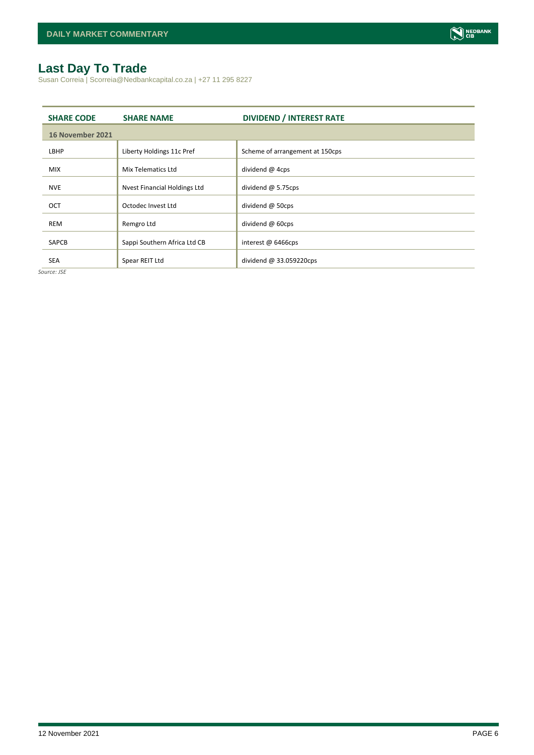## Last Day To Trade

Susan Correia | Scorreia@Nedbankcapital.co.za | +27 11 295 8227

| SHARE CODE | SHARE NAME | DIVIDEND / INTEREST RATE |
|---|---|---|
| **16 November 2021** | | |
| LBHP | Liberty Holdings 11c Pref | Scheme of arrangement at 150cps |
| MIX | Mix Telematics Ltd | dividend @ 4cps |
| NVE | Nvest Financial Holdings Ltd | dividend @ 5.75cps |
| OCT | Octodec Invest Ltd | dividend @ 50cps |
| REM | Remgro Ltd | dividend @ 60cps |
| SAPCB | Sappi Southern Africa Ltd CB | interest @ 6466cps |
| SEA | Spear REIT Ltd | dividend @ 33.059220cps |

*Source: JSE*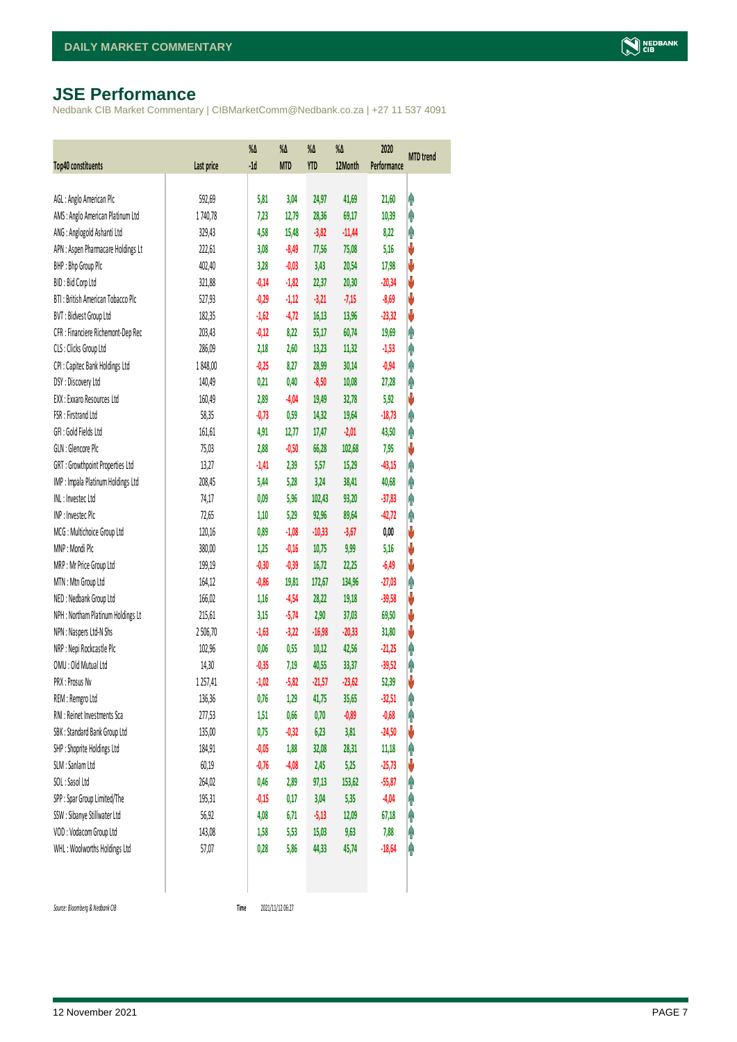# JSE Performance

Nedbank CIB Market Commentary | CIBMarketComm@Nedbank.co.za | +27 11 537 4091

| Top40 constituents | Last price | %Δ -1d | %Δ MTD | %Δ YTD | %Δ 12Month | 2020 Performance | MTD trend |
|---|---|---|---|---|---|---|---|
| AGL : Anglo American Plc | 592,69 | 5,81 | 3,04 | 24,97 | 41,69 | 21,60 | ↑ |
| AMS : Anglo American Platinum Ltd | 1 740,78 | 7,23 | 12,79 | 28,36 | 69,17 | 10,39 | ↑ |
| ANG : Anglogold Ashanti Ltd | 329,43 | 4,58 | 15,48 | -3,82 | -11,44 | 8,22 | ↑ |
| APN : Aspen Pharmacare Holdings Lt | 222,61 | 3,08 | -8,49 | 77,56 | 75,08 | 5,16 | ↓ |
| BHP : Bhp Group Plc | 402,40 | 3,28 | -0,03 | 3,43 | 20,54 | 17,98 | ↓ |
| BID : Bid Corp Ltd | 321,88 | -0,14 | -1,82 | 22,37 | 20,30 | -20,34 | ↓ |
| BTI : British American Tobacco Plc | 527,93 | -0,29 | -1,12 | -3,21 | -7,15 | -8,69 | ↓ |
| BVT : Bidvest Group Ltd | 182,35 | -1,62 | -4,72 | 16,13 | 13,96 | -23,32 | ↓ |
| CFR : Financiere Richemont-Dep Rec | 203,43 | -0,12 | 8,22 | 55,17 | 60,74 | 19,69 | ↑ |
| CLS : Clicks Group Ltd | 286,09 | 2,18 | 2,60 | 13,23 | 11,32 | -1,53 | ↑ |
| CPI : Capitec Bank Holdings Ltd | 1 848,00 | -0,25 | 8,27 | 28,99 | 30,14 | -0,94 | ↑ |
| DSY : Discovery Ltd | 140,49 | 0,21 | 0,40 | -8,50 | 10,08 | 27,28 | ↑ |
| EXX : Exxaro Resources Ltd | 160,49 | 2,89 | -4,04 | 19,49 | 32,78 | 5,92 | ↓ |
| FSR : Firstrand Ltd | 58,35 | -0,73 | 0,59 | 14,32 | 19,64 | -18,73 | ↑ |
| GFI : Gold Fields Ltd | 161,61 | 4,91 | 12,77 | 17,47 | -2,01 | 43,50 | ↑ |
| GLN : Glencore Plc | 75,03 | 2,88 | -0,50 | 66,28 | 102,68 | 7,95 | ↓ |
| GRT : Growthpoint Properties Ltd | 13,27 | -1,41 | 2,39 | 5,57 | 15,29 | -43,15 | ↑ |
| IMP : Impala Platinum Holdings Ltd | 208,45 | 5,44 | 5,28 | 3,24 | 38,41 | 40,68 | ↑ |
| INL : Investec Ltd | 74,17 | 0,09 | 5,96 | 102,43 | 93,20 | -37,83 | ↑ |
| INP : Investec Plc | 72,65 | 1,10 | 5,29 | 92,96 | 89,64 | -42,72 | ↑ |
| MCG : Multichoice Group Ltd | 120,16 | 0,89 | -1,08 | -10,33 | -3,67 | 0,00 | ↓ |
| MNP : Mondi Plc | 380,00 | 1,25 | -0,16 | 10,75 | 9,99 | 5,16 | ↓ |
| MRP : Mr Price Group Ltd | 199,19 | -0,30 | -0,39 | 16,72 | 22,25 | -6,49 | ↓ |
| MTN : Mtn Group Ltd | 164,12 | -0,86 | 19,81 | 172,67 | 134,96 | -27,03 | ↑ |
| NED : Nedbank Group Ltd | 166,02 | 1,16 | -4,54 | 28,22 | 19,18 | -39,58 | ↓ |
| NPH : Northam Platinum Holdings Lt | 215,61 | 3,15 | -5,74 | 2,90 | 37,03 | 69,50 | ↓ |
| NPN : Naspers Ltd-N Shs | 2 506,70 | -1,63 | -3,22 | -16,98 | -20,33 | 31,80 | ↓ |
| NRP : Nepi Rockcastle Plc | 102,96 | 0,06 | 0,55 | 10,12 | 42,56 | -21,25 | ↑ |
| OMU : Old Mutual Ltd | 14,30 | -0,35 | 7,19 | 40,55 | 33,37 | -39,52 | ↑ |
| PRX : Prosus Nv | 1 257,41 | -1,02 | -5,82 | -21,57 | -23,62 | 52,39 | ↓ |
| REM : Remgro Ltd | 136,36 | 0,76 | 1,29 | 41,75 | 35,65 | -32,51 | ↑ |
| RNI : Reinet Investments Sca | 277,53 | 1,51 | 0,66 | 0,70 | -0,89 | -0,68 | ↑ |
| SBK : Standard Bank Group Ltd | 135,00 | 0,75 | -0,32 | 6,23 | 3,81 | -24,50 | ↓ |
| SHP : Shoprite Holdings Ltd | 184,91 | -0,05 | 1,88 | 32,08 | 28,31 | 11,18 | ↑ |
| SLM : Sanlam Ltd | 60,19 | -0,76 | -4,08 | 2,45 | 5,25 | -25,73 | ↓ |
| SOL : Sasol Ltd | 264,02 | 0,46 | 2,89 | 97,13 | 153,62 | -55,87 | ↑ |
| SPP : Spar Group Limited/The | 195,31 | -0,15 | 0,17 | 3,04 | 5,35 | -4,04 | ↑ |
| SSW : Sibanye Stillwater Ltd | 56,92 | 4,08 | 6,71 | -5,13 | 12,09 | 67,18 | ↑ |
| VOD : Vodacom Group Ltd | 143,08 | 1,58 | 5,53 | 15,03 | 9,63 | 7,88 | ↑ |
| WHL : Woolworths Holdings Ltd | 57,07 | 0,28 | 5,86 | 44,33 | 45,74 | -18,64 | ↑ |

*Source: Bloomberg & Nedbank CIB* Time 2021/11/12 06:27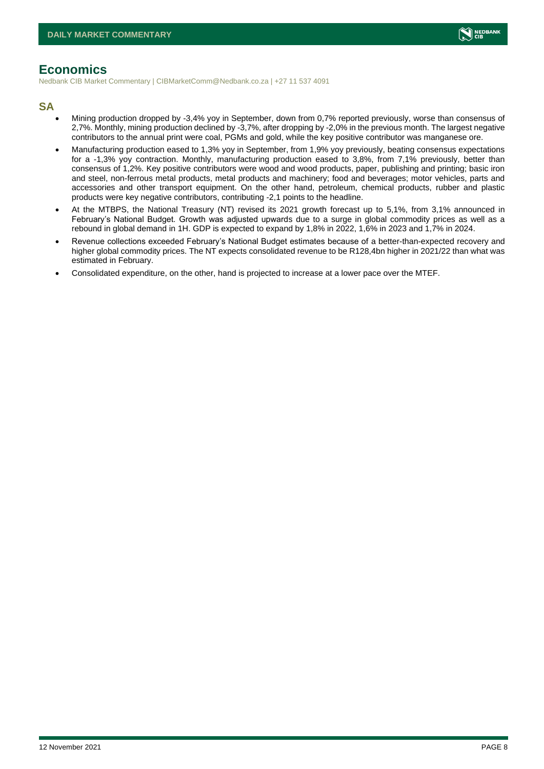## Economics

Nedbank CIB Market Commentary | CIBMarketComm@Nedbank.co.za | +27 11 537 4091

### SA

- Mining production dropped by -3,4% yoy in September, down from 0,7% reported previously, worse than consensus of 2,7%. Monthly, mining production declined by -3,7%, after dropping by -2,0% in the previous month. The largest negative contributors to the annual print were coal, PGMs and gold, while the key positive contributor was manganese ore.
- Manufacturing production eased to 1,3% yoy in September, from 1,9% yoy previously, beating consensus expectations for a -1,3% yoy contraction. Monthly, manufacturing production eased to 3,8%, from 7,1% previously, better than consensus of 1,2%. Key positive contributors were wood and wood products, paper, publishing and printing; basic iron and steel, non-ferrous metal products, metal products and machinery; food and beverages; motor vehicles, parts and accessories and other transport equipment. On the other hand, petroleum, chemical products, rubber and plastic products were key negative contributors, contributing -2,1 points to the headline.
- At the MTBPS, the National Treasury (NT) revised its 2021 growth forecast up to 5,1%, from 3,1% announced in February's National Budget. Growth was adjusted upwards due to a surge in global commodity prices as well as a rebound in global demand in 1H. GDP is expected to expand by 1,8% in 2022, 1,6% in 2023 and 1,7% in 2024.
- Revenue collections exceeded February's National Budget estimates because of a better-than-expected recovery and higher global commodity prices. The NT expects consolidated revenue to be R128,4bn higher in 2021/22 than what was estimated in February.
- Consolidated expenditure, on the other, hand is projected to increase at a lower pace over the MTEF.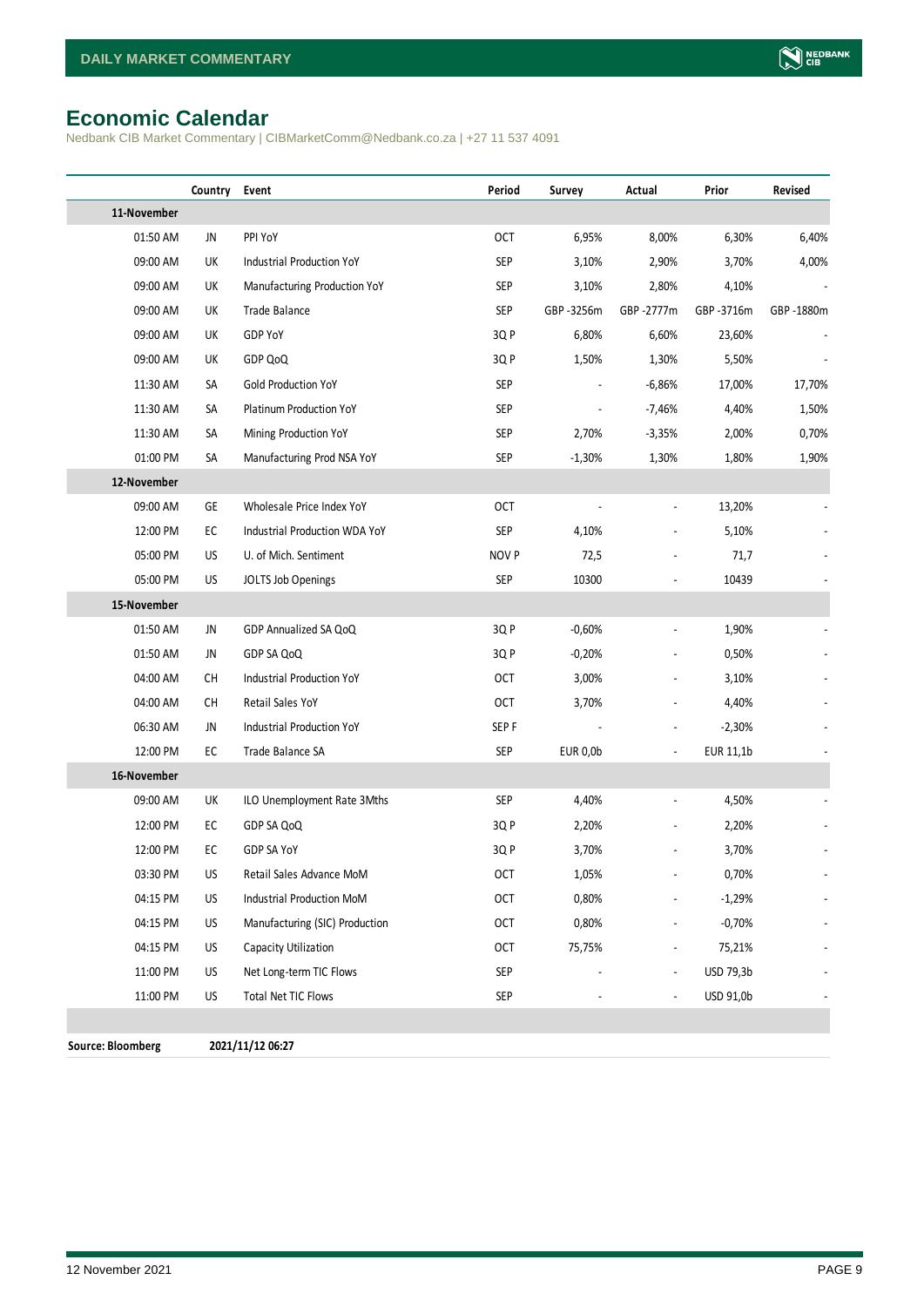## Economic Calendar

Nedbank CIB Market Commentary | CIBMarketComm@Nedbank.co.za | +27 11 537 4091

| | Country | Event | Period | Survey | Actual | Prior | Revised |
|---|---|---|---|---|---|---|---|
| **11-November** | | | | | | | |
| 01:50 AM | JN | PPI YoY | OCT | 6,95% | 8,00% | 6,30% | 6,40% |
| 09:00 AM | UK | Industrial Production YoY | SEP | 3,10% | 2,90% | 3,70% | 4,00% |
| 09:00 AM | UK | Manufacturing Production YoY | SEP | 3,10% | 2,80% | 4,10% | - |
| 09:00 AM | UK | Trade Balance | SEP | GBP -3256m | GBP -2777m | GBP -3716m | GBP -1880m |
| 09:00 AM | UK | GDP YoY | 3Q P | 6,80% | 6,60% | 23,60% | - |
| 09:00 AM | UK | GDP QoQ | 3Q P | 1,50% | 1,30% | 5,50% | - |
| 11:30 AM | SA | Gold Production YoY | SEP | - | -6,86% | 17,00% | 17,70% |
| 11:30 AM | SA | Platinum Production YoY | SEP | - | -7,46% | 4,40% | 1,50% |
| 11:30 AM | SA | Mining Production YoY | SEP | 2,70% | -3,35% | 2,00% | 0,70% |
| 01:00 PM | SA | Manufacturing Prod NSA YoY | SEP | -1,30% | 1,30% | 1,80% | 1,90% |
| **12-November** | | | | | | | |
| 09:00 AM | GE | Wholesale Price Index YoY | OCT | - | - | 13,20% | - |
| 12:00 PM | EC | Industrial Production WDA YoY | SEP | 4,10% | - | 5,10% | - |
| 05:00 PM | US | U. of Mich. Sentiment | NOV P | 72,5 | - | 71,7 | - |
| 05:00 PM | US | JOLTS Job Openings | SEP | 10300 | - | 10439 | - |
| **15-November** | | | | | | | |
| 01:50 AM | JN | GDP Annualized SA QoQ | 3Q P | -0,60% | - | 1,90% | - |
| 01:50 AM | JN | GDP SA QoQ | 3Q P | -0,20% | - | 0,50% | - |
| 04:00 AM | CH | Industrial Production YoY | OCT | 3,00% | - | 3,10% | - |
| 04:00 AM | CH | Retail Sales YoY | OCT | 3,70% | - | 4,40% | - |
| 06:30 AM | JN | Industrial Production YoY | SEP F | - | - | -2,30% | - |
| 12:00 PM | EC | Trade Balance SA | SEP | EUR 0,0b | - | EUR 11,1b | - |
| **16-November** | | | | | | | |
| 09:00 AM | UK | ILO Unemployment Rate 3Mths | SEP | 4,40% | - | 4,50% | - |
| 12:00 PM | EC | GDP SA QoQ | 3Q P | 2,20% | - | 2,20% | - |
| 12:00 PM | EC | GDP SA YoY | 3Q P | 3,70% | - | 3,70% | - |
| 03:30 PM | US | Retail Sales Advance MoM | OCT | 1,05% | - | 0,70% | - |
| 04:15 PM | US | Industrial Production MoM | OCT | 0,80% | - | -1,29% | - |
| 04:15 PM | US | Manufacturing (SIC) Production | OCT | 0,80% | - | -0,70% | - |
| 04:15 PM | US | Capacity Utilization | OCT | 75,75% | - | 75,21% | - |
| 11:00 PM | US | Net Long-term TIC Flows | SEP | - | - | USD 79,3b | - |
| 11:00 PM | US | Total Net TIC Flows | SEP | - | - | USD 91,0b | - |

**Source: Bloomberg** **2021/11/12 06:27**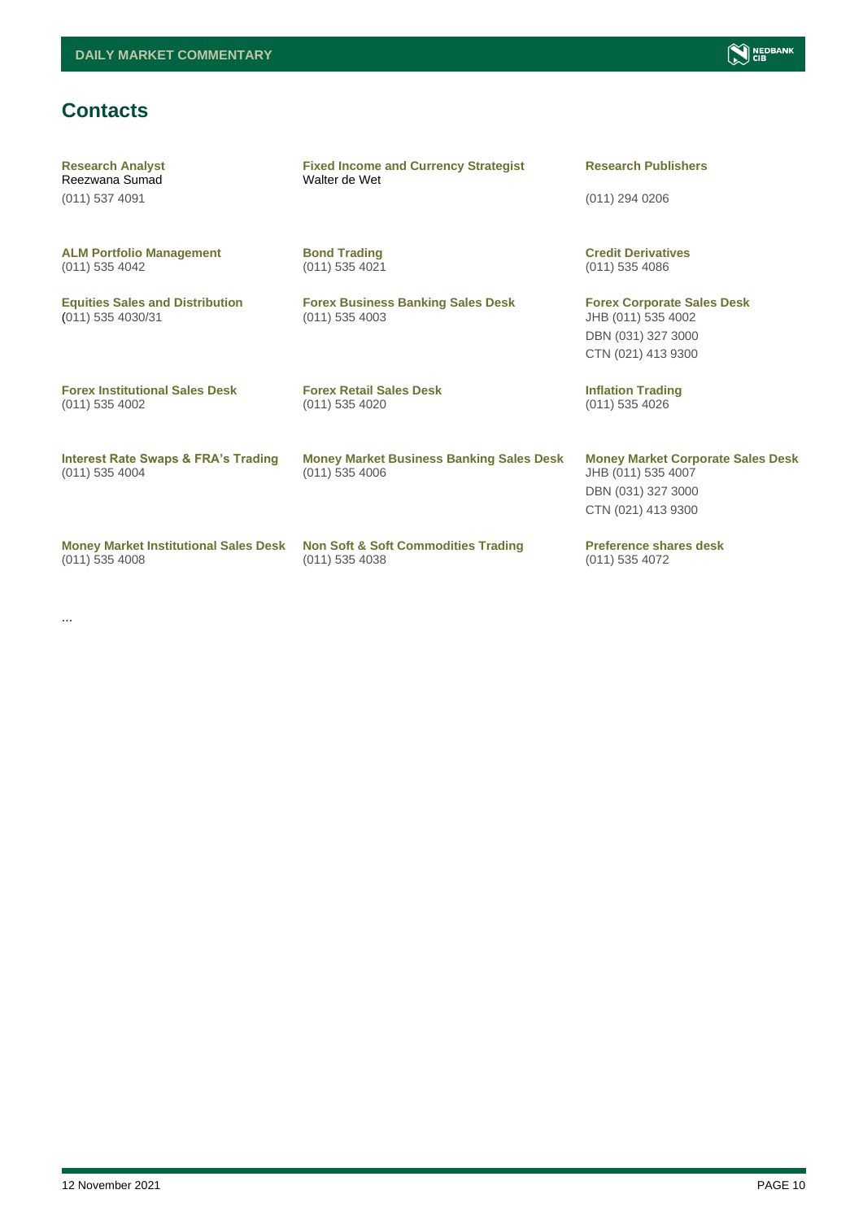## Contacts

**Research Analyst**
Reezwana Sumad
(011) 537 4091

**Fixed Income and Currency Strategist**
Walter de Wet

**Research Publishers**
(011) 294 0206

**ALM Portfolio Management**
(011) 535 4042

**Bond Trading**
(011) 535 4021

**Credit Derivatives**
(011) 535 4086

**Equities Sales and Distribution**
(011) 535 4030/31

**Forex Business Banking Sales Desk**
(011) 535 4003

**Forex Corporate Sales Desk**
JHB (011) 535 4002
DBN (031) 327 3000
CTN (021) 413 9300

**Forex Institutional Sales Desk**
(011) 535 4002

**Forex Retail Sales Desk**
(011) 535 4020

**Inflation Trading**
(011) 535 4026

**Interest Rate Swaps & FRA's Trading**
(011) 535 4004

**Money Market Business Banking Sales Desk**
(011) 535 4006

**Money Market Corporate Sales Desk**
JHB (011) 535 4007
DBN (031) 327 3000
CTN (021) 413 9300

**Money Market Institutional Sales Desk**
(011) 535 4008

**Non Soft & Soft Commodities Trading**
(011) 535 4038

**Preference shares desk**
(011) 535 4072

...